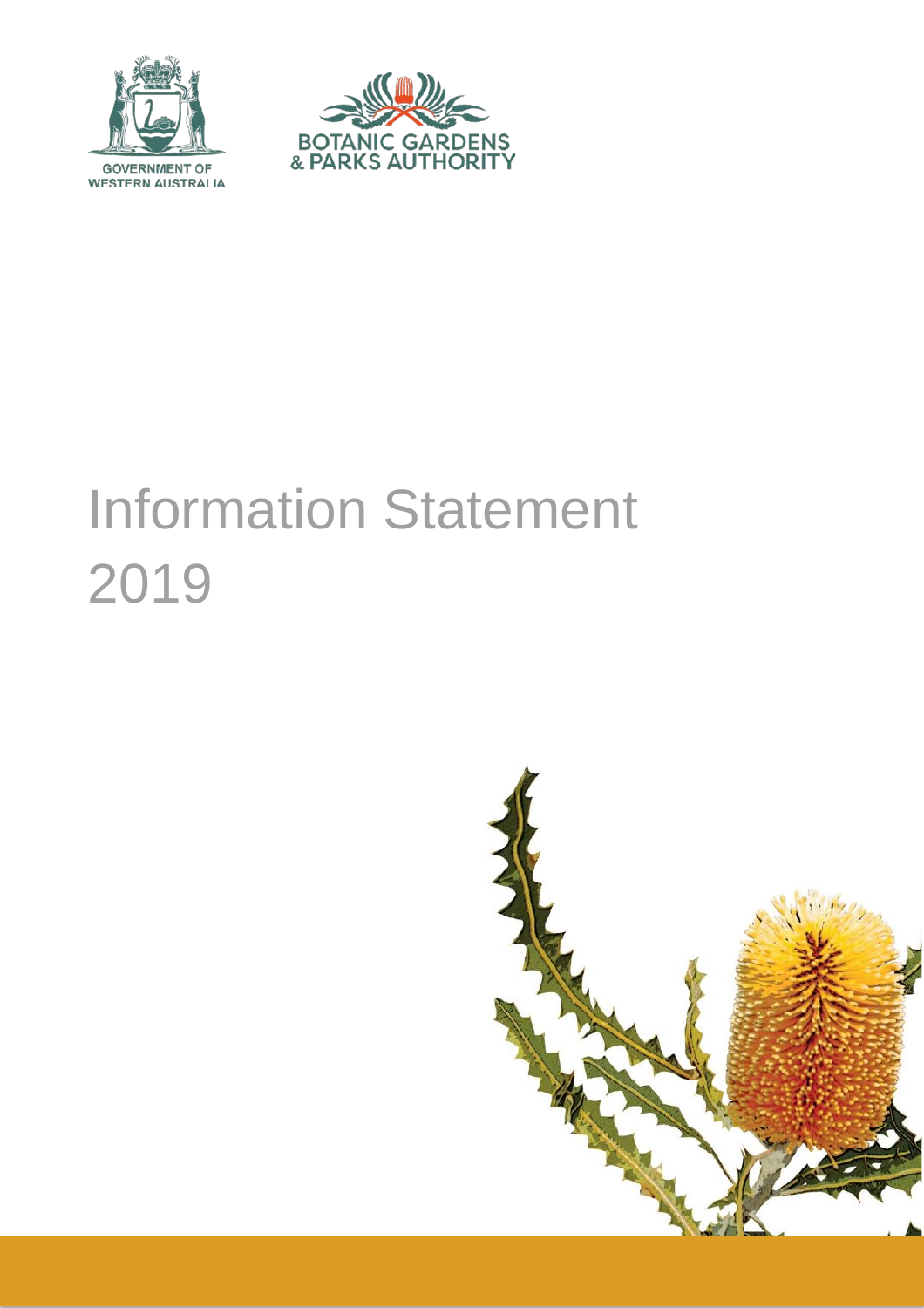GOVERNMENT OF WESTERN AUSTRALIA

BOTANIC GARDENS & PARKS AUTHORITY

# Information Statement 2019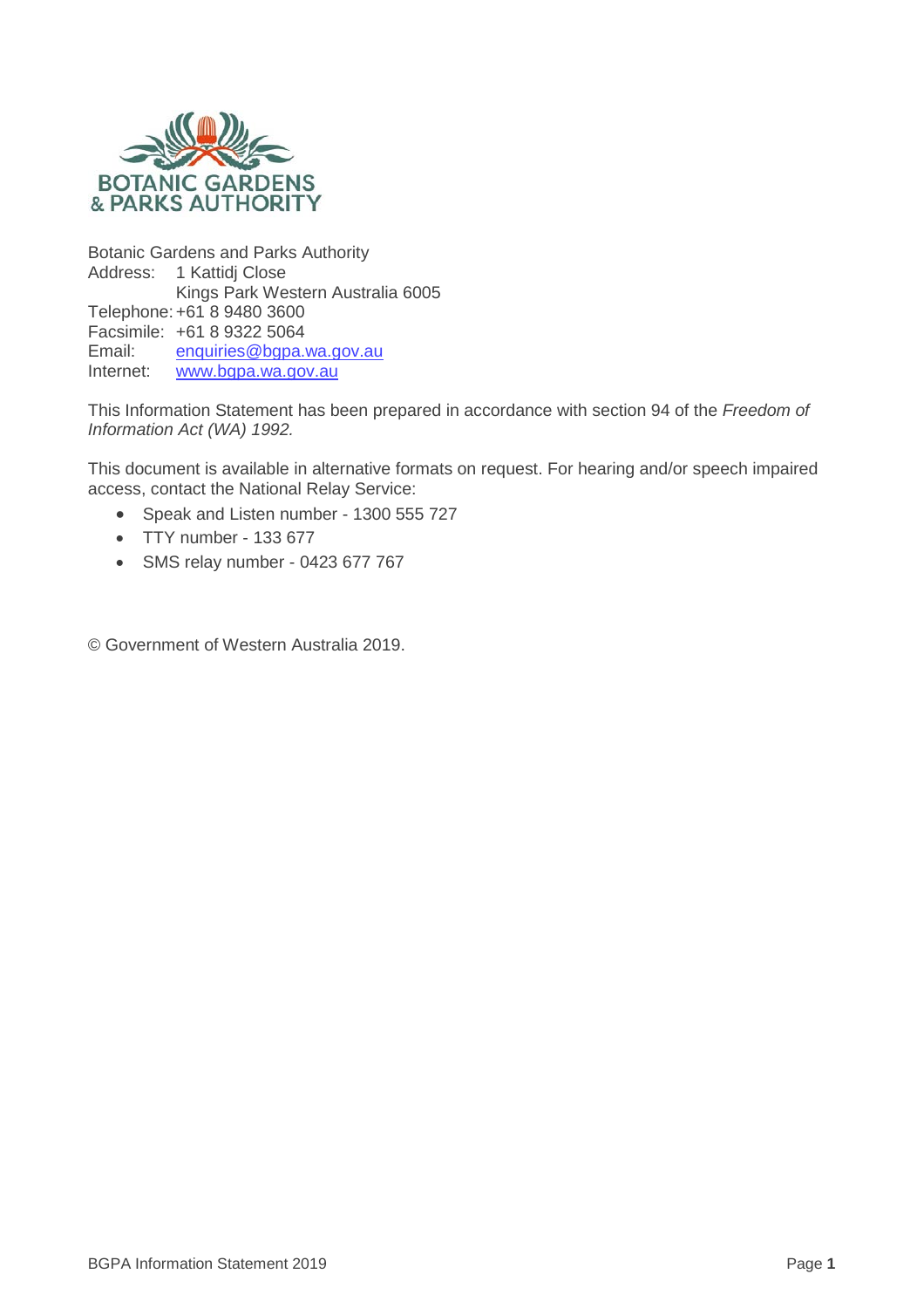Botanic Gardens and Parks Authority
Address: 1 Kattidj Close
Kings Park Western Australia 6005
Telephone: +61 8 9480 3600
Facsimile: +61 8 9322 5064
Email: enquiries@bgpa.wa.gov.au
Internet: www.bgpa.wa.gov.au

This Information Statement has been prepared in accordance with section 94 of the *Freedom of Information Act (WA) 1992.*

This document is available in alternative formats on request. For hearing and/or speech impaired access, contact the National Relay Service:

- Speak and Listen number - 1300 555 727
- TTY number - 133 677
- SMS relay number - 0423 677 767

© Government of Western Australia 2019.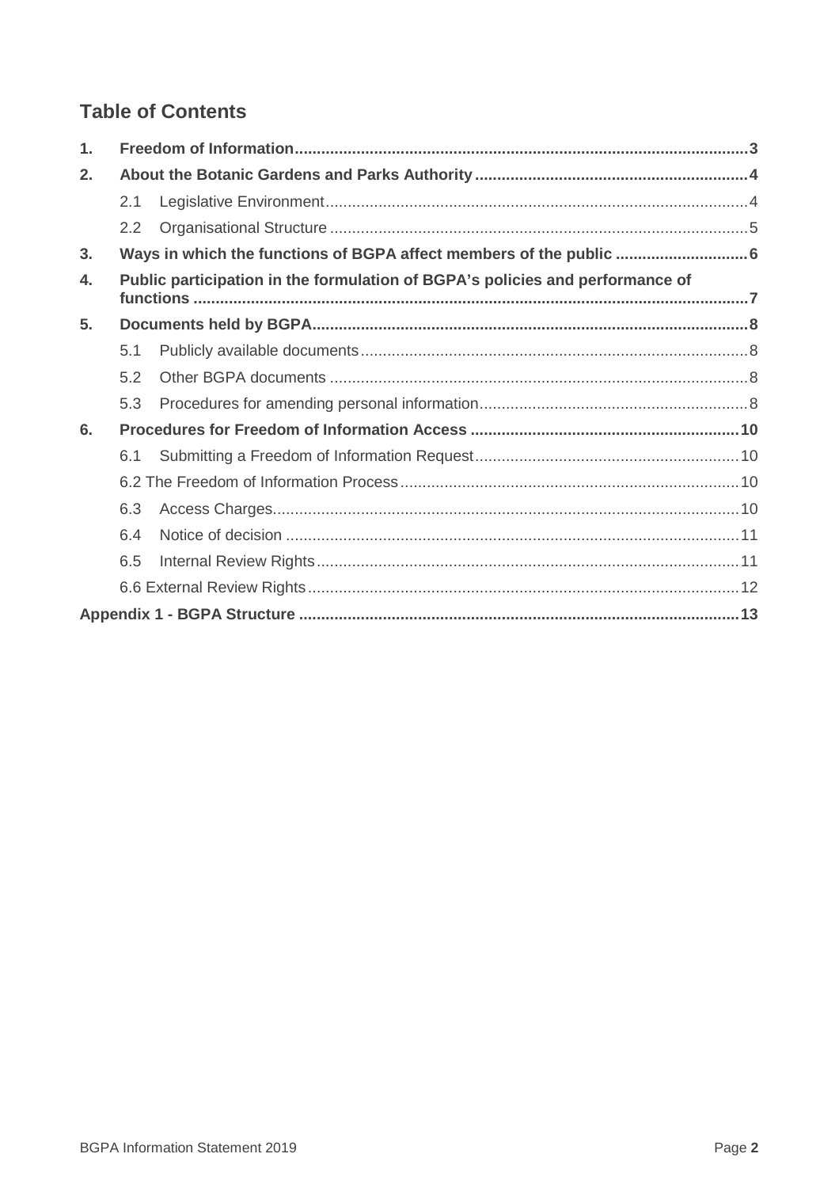# Table of Contents

| | | | |
|---|---|---|---|
| **1.** | **Freedom of Information** | | **3** |
| **2.** | **About the Botanic Gardens and Parks Authority** | | **4** |
| | 2.1 | Legislative Environment | 4 |
| | 2.2 | Organisational Structure | 5 |
| **3.** | **Ways in which the functions of BGPA affect members of the public** | | **6** |
| **4.** | **Public participation in the formulation of BGPA's policies and performance of functions** | | **7** |
| **5.** | **Documents held by BGPA** | | **8** |
| | 5.1 | Publicly available documents | 8 |
| | 5.2 | Other BGPA documents | 8 |
| | 5.3 | Procedures for amending personal information | 8 |
| **6.** | **Procedures for Freedom of Information Access** | | **10** |
| | 6.1 | Submitting a Freedom of Information Request | 10 |
| | 6.2 The Freedom of Information Process | | 10 |
| | 6.3 | Access Charges | 10 |
| | 6.4 | Notice of decision | 11 |
| | 6.5 | Internal Review Rights | 11 |
| | 6.6 External Review Rights | | 12 |
| **Appendix 1 - BGPA Structure** | | | **13** |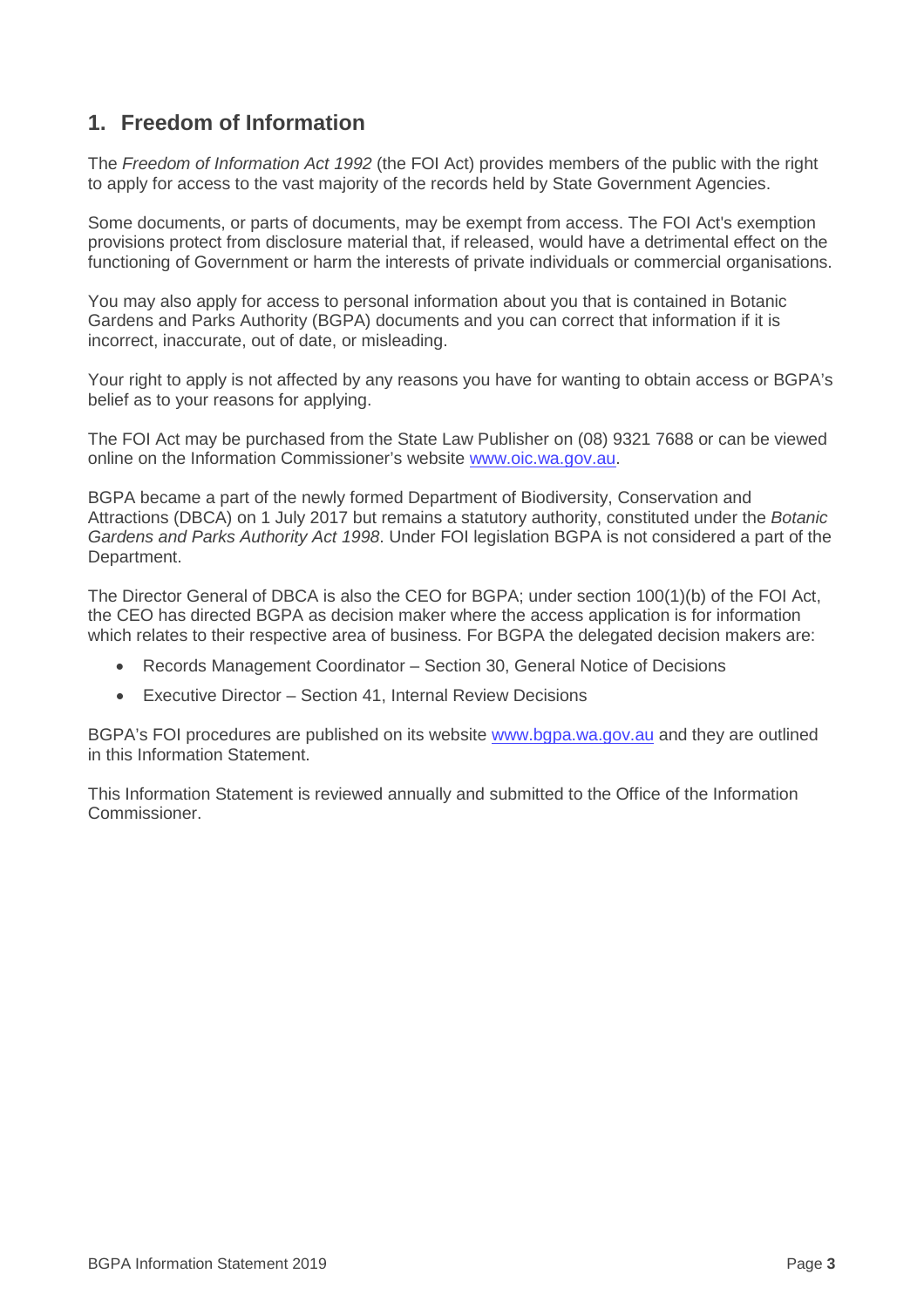## 1. Freedom of Information

The *Freedom of Information Act 1992* (the FOI Act) provides members of the public with the right to apply for access to the vast majority of the records held by State Government Agencies.

Some documents, or parts of documents, may be exempt from access. The FOI Act's exemption provisions protect from disclosure material that, if released, would have a detrimental effect on the functioning of Government or harm the interests of private individuals or commercial organisations.

You may also apply for access to personal information about you that is contained in Botanic Gardens and Parks Authority (BGPA) documents and you can correct that information if it is incorrect, inaccurate, out of date, or misleading.

Your right to apply is not affected by any reasons you have for wanting to obtain access or BGPA's belief as to your reasons for applying.

The FOI Act may be purchased from the State Law Publisher on (08) 9321 7688 or can be viewed online on the Information Commissioner's website www.oic.wa.gov.au.

BGPA became a part of the newly formed Department of Biodiversity, Conservation and Attractions (DBCA) on 1 July 2017 but remains a statutory authority, constituted under the *Botanic Gardens and Parks Authority Act 1998*. Under FOI legislation BGPA is not considered a part of the Department.

The Director General of DBCA is also the CEO for BGPA; under section 100(1)(b) of the FOI Act, the CEO has directed BGPA as decision maker where the access application is for information which relates to their respective area of business. For BGPA the delegated decision makers are:

- Records Management Coordinator – Section 30, General Notice of Decisions
- Executive Director – Section 41, Internal Review Decisions

BGPA's FOI procedures are published on its website www.bgpa.wa.gov.au and they are outlined in this Information Statement.

This Information Statement is reviewed annually and submitted to the Office of the Information Commissioner.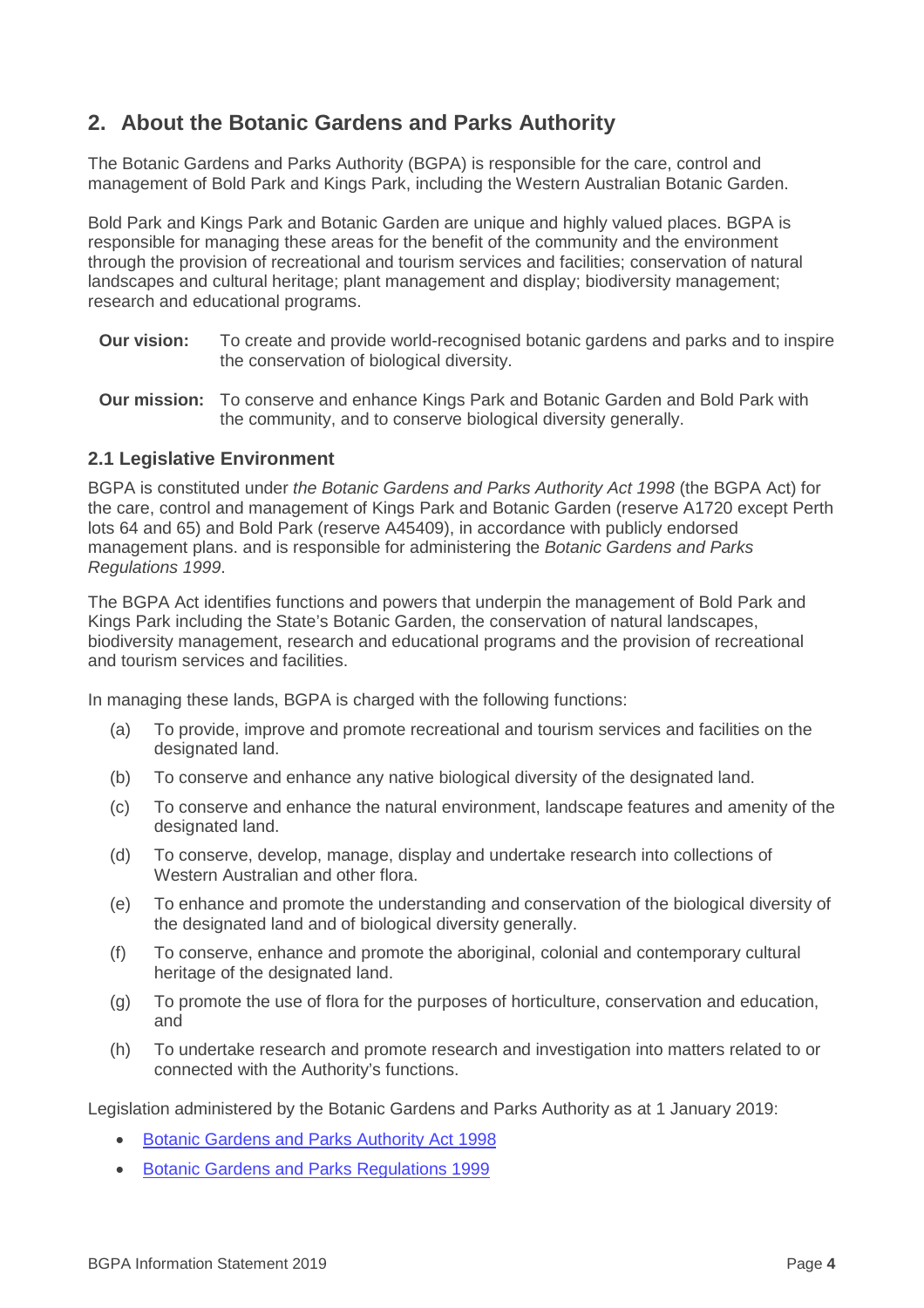## 2. About the Botanic Gardens and Parks Authority

The Botanic Gardens and Parks Authority (BGPA) is responsible for the care, control and management of Bold Park and Kings Park, including the Western Australian Botanic Garden.

Bold Park and Kings Park and Botanic Garden are unique and highly valued places. BGPA is responsible for managing these areas for the benefit of the community and the environment through the provision of recreational and tourism services and facilities; conservation of natural landscapes and cultural heritage; plant management and display; biodiversity management; research and educational programs.

**Our vision:** To create and provide world-recognised botanic gardens and parks and to inspire the conservation of biological diversity.

**Our mission:** To conserve and enhance Kings Park and Botanic Garden and Bold Park with the community, and to conserve biological diversity generally.

### 2.1 Legislative Environment

BGPA is constituted under *the Botanic Gardens and Parks Authority Act 1998* (the BGPA Act) for the care, control and management of Kings Park and Botanic Garden (reserve A1720 except Perth lots 64 and 65) and Bold Park (reserve A45409), in accordance with publicly endorsed management plans. and is responsible for administering the *Botanic Gardens and Parks Regulations 1999*.

The BGPA Act identifies functions and powers that underpin the management of Bold Park and Kings Park including the State's Botanic Garden, the conservation of natural landscapes, biodiversity management, research and educational programs and the provision of recreational and tourism services and facilities.

In managing these lands, BGPA is charged with the following functions:

(a) To provide, improve and promote recreational and tourism services and facilities on the designated land.

(b) To conserve and enhance any native biological diversity of the designated land.

(c) To conserve and enhance the natural environment, landscape features and amenity of the designated land.

(d) To conserve, develop, manage, display and undertake research into collections of Western Australian and other flora.

(e) To enhance and promote the understanding and conservation of the biological diversity of the designated land and of biological diversity generally.

(f) To conserve, enhance and promote the aboriginal, colonial and contemporary cultural heritage of the designated land.

(g) To promote the use of flora for the purposes of horticulture, conservation and education, and

(h) To undertake research and promote research and investigation into matters related to or connected with the Authority's functions.

Legislation administered by the Botanic Gardens and Parks Authority as at 1 January 2019:

- Botanic Gardens and Parks Authority Act 1998
- Botanic Gardens and Parks Regulations 1999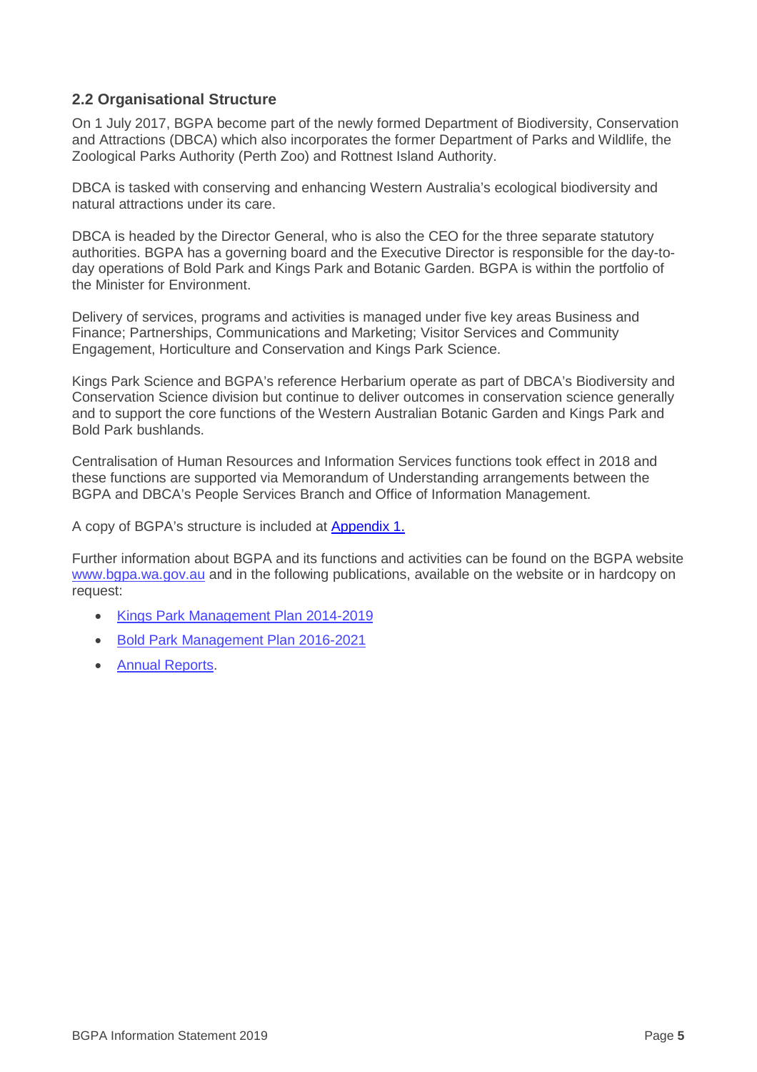## 2.2 Organisational Structure

On 1 July 2017, BGPA become part of the newly formed Department of Biodiversity, Conservation and Attractions (DBCA) which also incorporates the former Department of Parks and Wildlife, the Zoological Parks Authority (Perth Zoo) and Rottnest Island Authority.

DBCA is tasked with conserving and enhancing Western Australia's ecological biodiversity and natural attractions under its care.

DBCA is headed by the Director General, who is also the CEO for the three separate statutory authorities. BGPA has a governing board and the Executive Director is responsible for the day-to-day operations of Bold Park and Kings Park and Botanic Garden. BGPA is within the portfolio of the Minister for Environment.

Delivery of services, programs and activities is managed under five key areas Business and Finance; Partnerships, Communications and Marketing; Visitor Services and Community Engagement, Horticulture and Conservation and Kings Park Science.

Kings Park Science and BGPA's reference Herbarium operate as part of DBCA's Biodiversity and Conservation Science division but continue to deliver outcomes in conservation science generally and to support the core functions of the Western Australian Botanic Garden and Kings Park and Bold Park bushlands.

Centralisation of Human Resources and Information Services functions took effect in 2018 and these functions are supported via Memorandum of Understanding arrangements between the BGPA and DBCA's People Services Branch and Office of Information Management.

A copy of BGPA's structure is included at Appendix 1.

Further information about BGPA and its functions and activities can be found on the BGPA website www.bgpa.wa.gov.au and in the following publications, available on the website or in hardcopy on request:

- Kings Park Management Plan 2014-2019
- Bold Park Management Plan 2016-2021
- Annual Reports.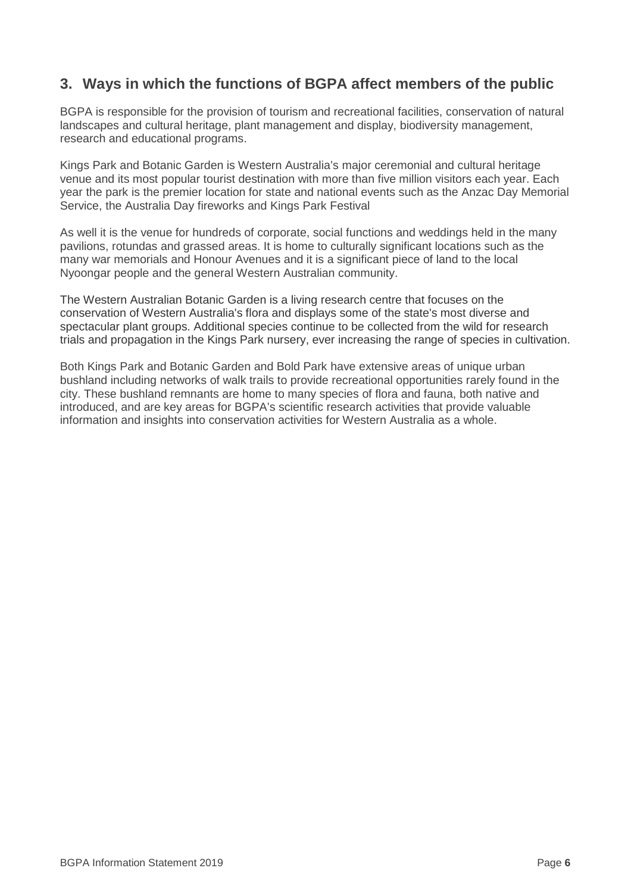## 3. Ways in which the functions of BGPA affect members of the public

BGPA is responsible for the provision of tourism and recreational facilities, conservation of natural landscapes and cultural heritage, plant management and display, biodiversity management, research and educational programs.

Kings Park and Botanic Garden is Western Australia's major ceremonial and cultural heritage venue and its most popular tourist destination with more than five million visitors each year. Each year the park is the premier location for state and national events such as the Anzac Day Memorial Service, the Australia Day fireworks and Kings Park Festival

As well it is the venue for hundreds of corporate, social functions and weddings held in the many pavilions, rotundas and grassed areas. It is home to culturally significant locations such as the many war memorials and Honour Avenues and it is a significant piece of land to the local Nyoongar people and the general Western Australian community.

The Western Australian Botanic Garden is a living research centre that focuses on the conservation of Western Australia's flora and displays some of the state's most diverse and spectacular plant groups. Additional species continue to be collected from the wild for research trials and propagation in the Kings Park nursery, ever increasing the range of species in cultivation.

Both Kings Park and Botanic Garden and Bold Park have extensive areas of unique urban bushland including networks of walk trails to provide recreational opportunities rarely found in the city. These bushland remnants are home to many species of flora and fauna, both native and introduced, and are key areas for BGPA's scientific research activities that provide valuable information and insights into conservation activities for Western Australia as a whole.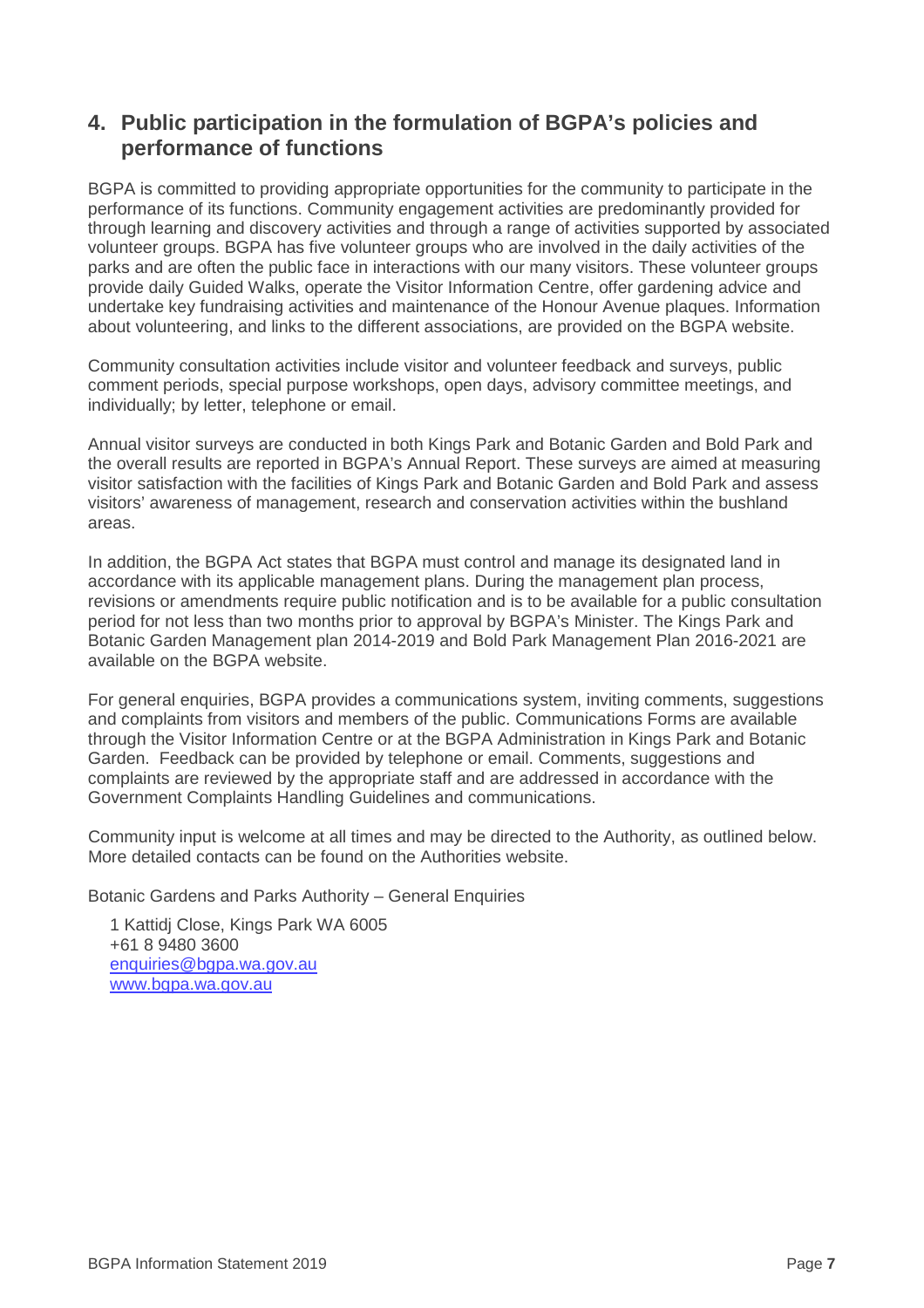## 4. Public participation in the formulation of BGPA's policies and performance of functions

BGPA is committed to providing appropriate opportunities for the community to participate in the performance of its functions. Community engagement activities are predominantly provided for through learning and discovery activities and through a range of activities supported by associated volunteer groups. BGPA has five volunteer groups who are involved in the daily activities of the parks and are often the public face in interactions with our many visitors. These volunteer groups provide daily Guided Walks, operate the Visitor Information Centre, offer gardening advice and undertake key fundraising activities and maintenance of the Honour Avenue plaques. Information about volunteering, and links to the different associations, are provided on the BGPA website.

Community consultation activities include visitor and volunteer feedback and surveys, public comment periods, special purpose workshops, open days, advisory committee meetings, and individually; by letter, telephone or email.

Annual visitor surveys are conducted in both Kings Park and Botanic Garden and Bold Park and the overall results are reported in BGPA's Annual Report. These surveys are aimed at measuring visitor satisfaction with the facilities of Kings Park and Botanic Garden and Bold Park and assess visitors' awareness of management, research and conservation activities within the bushland areas.

In addition, the BGPA Act states that BGPA must control and manage its designated land in accordance with its applicable management plans. During the management plan process, revisions or amendments require public notification and is to be available for a public consultation period for not less than two months prior to approval by BGPA's Minister. The Kings Park and Botanic Garden Management plan 2014-2019 and Bold Park Management Plan 2016-2021 are available on the BGPA website.

For general enquiries, BGPA provides a communications system, inviting comments, suggestions and complaints from visitors and members of the public. Communications Forms are available through the Visitor Information Centre or at the BGPA Administration in Kings Park and Botanic Garden. Feedback can be provided by telephone or email. Comments, suggestions and complaints are reviewed by the appropriate staff and are addressed in accordance with the Government Complaints Handling Guidelines and communications.

Community input is welcome at all times and may be directed to the Authority, as outlined below. More detailed contacts can be found on the Authorities website.

Botanic Gardens and Parks Authority – General Enquiries

1 Kattidj Close, Kings Park WA 6005
+61 8 9480 3600
enquiries@bgpa.wa.gov.au
www.bgpa.wa.gov.au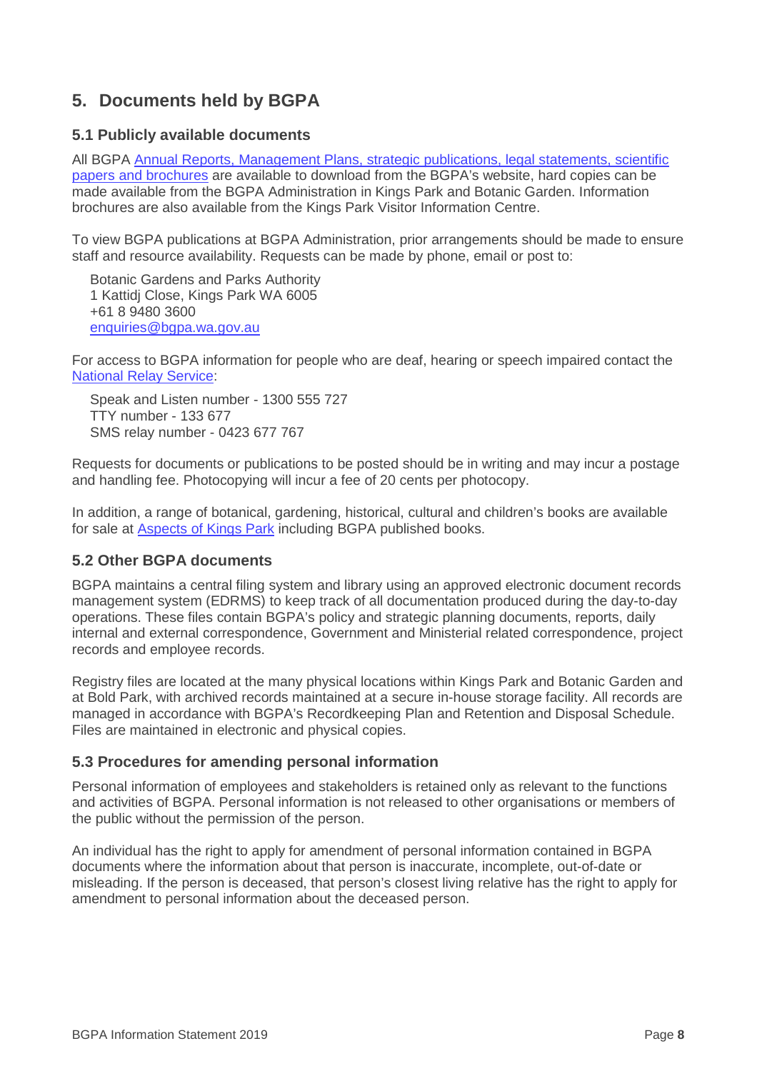## 5. Documents held by BGPA

### 5.1 Publicly available documents

All BGPA Annual Reports, Management Plans, strategic publications, legal statements, scientific papers and brochures are available to download from the BGPA's website, hard copies can be made available from the BGPA Administration in Kings Park and Botanic Garden. Information brochures are also available from the Kings Park Visitor Information Centre.

To view BGPA publications at BGPA Administration, prior arrangements should be made to ensure staff and resource availability. Requests can be made by phone, email or post to:

Botanic Gardens and Parks Authority
1 Kattidj Close, Kings Park WA 6005
+61 8 9480 3600
enquiries@bgpa.wa.gov.au

For access to BGPA information for people who are deaf, hearing or speech impaired contact the National Relay Service:

Speak and Listen number - 1300 555 727
TTY number - 133 677
SMS relay number - 0423 677 767

Requests for documents or publications to be posted should be in writing and may incur a postage and handling fee. Photocopying will incur a fee of 20 cents per photocopy.

In addition, a range of botanical, gardening, historical, cultural and children's books are available for sale at Aspects of Kings Park including BGPA published books.

### 5.2 Other BGPA documents

BGPA maintains a central filing system and library using an approved electronic document records management system (EDRMS) to keep track of all documentation produced during the day-to-day operations. These files contain BGPA's policy and strategic planning documents, reports, daily internal and external correspondence, Government and Ministerial related correspondence, project records and employee records.

Registry files are located at the many physical locations within Kings Park and Botanic Garden and at Bold Park, with archived records maintained at a secure in-house storage facility. All records are managed in accordance with BGPA's Recordkeeping Plan and Retention and Disposal Schedule. Files are maintained in electronic and physical copies.

### 5.3 Procedures for amending personal information

Personal information of employees and stakeholders is retained only as relevant to the functions and activities of BGPA. Personal information is not released to other organisations or members of the public without the permission of the person.

An individual has the right to apply for amendment of personal information contained in BGPA documents where the information about that person is inaccurate, incomplete, out-of-date or misleading. If the person is deceased, that person's closest living relative has the right to apply for amendment to personal information about the deceased person.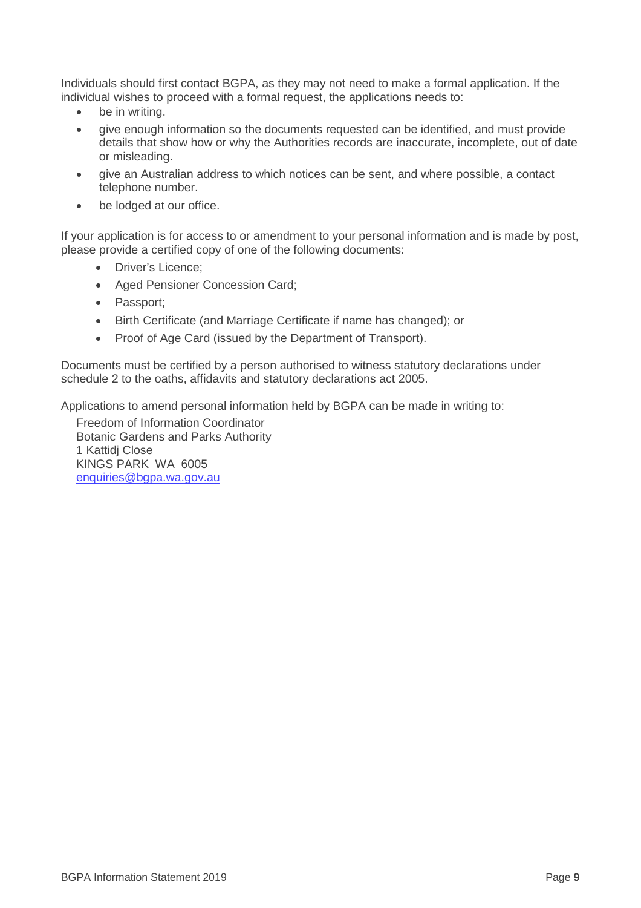Individuals should first contact BGPA, as they may not need to make a formal application. If the individual wishes to proceed with a formal request, the applications needs to:

- be in writing.
- give enough information so the documents requested can be identified, and must provide details that show how or why the Authorities records are inaccurate, incomplete, out of date or misleading.
- give an Australian address to which notices can be sent, and where possible, a contact telephone number.
- be lodged at our office.

If your application is for access to or amendment to your personal information and is made by post, please provide a certified copy of one of the following documents:

- Driver's Licence;
- Aged Pensioner Concession Card;
- Passport;
- Birth Certificate (and Marriage Certificate if name has changed); or
- Proof of Age Card (issued by the Department of Transport).

Documents must be certified by a person authorised to witness statutory declarations under schedule 2 to the oaths, affidavits and statutory declarations act 2005.

Applications to amend personal information held by BGPA can be made in writing to:

Freedom of Information Coordinator
Botanic Gardens and Parks Authority
1 Kattidj Close
KINGS PARK WA 6005
enquiries@bgpa.wa.gov.au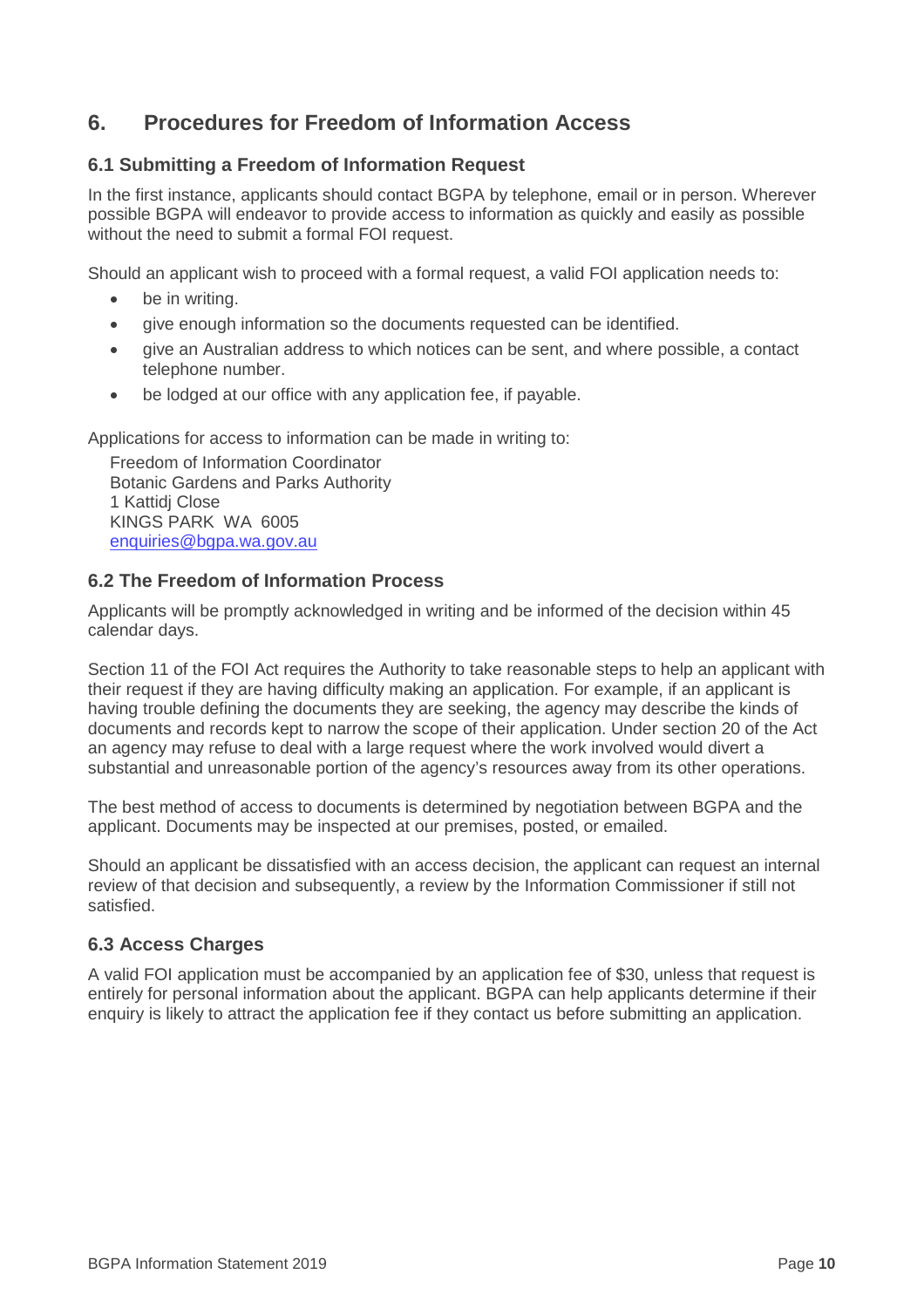## 6. Procedures for Freedom of Information Access

### 6.1 Submitting a Freedom of Information Request

In the first instance, applicants should contact BGPA by telephone, email or in person. Wherever possible BGPA will endeavor to provide access to information as quickly and easily as possible without the need to submit a formal FOI request.

Should an applicant wish to proceed with a formal request, a valid FOI application needs to:

- be in writing.
- give enough information so the documents requested can be identified.
- give an Australian address to which notices can be sent, and where possible, a contact telephone number.
- be lodged at our office with any application fee, if payable.

Applications for access to information can be made in writing to:

Freedom of Information Coordinator
Botanic Gardens and Parks Authority
1 Kattidj Close
KINGS PARK WA 6005
enquiries@bgpa.wa.gov.au

### 6.2 The Freedom of Information Process

Applicants will be promptly acknowledged in writing and be informed of the decision within 45 calendar days.

Section 11 of the FOI Act requires the Authority to take reasonable steps to help an applicant with their request if they are having difficulty making an application. For example, if an applicant is having trouble defining the documents they are seeking, the agency may describe the kinds of documents and records kept to narrow the scope of their application. Under section 20 of the Act an agency may refuse to deal with a large request where the work involved would divert a substantial and unreasonable portion of the agency's resources away from its other operations.

The best method of access to documents is determined by negotiation between BGPA and the applicant. Documents may be inspected at our premises, posted, or emailed.

Should an applicant be dissatisfied with an access decision, the applicant can request an internal review of that decision and subsequently, a review by the Information Commissioner if still not satisfied.

### 6.3 Access Charges

A valid FOI application must be accompanied by an application fee of $30, unless that request is entirely for personal information about the applicant. BGPA can help applicants determine if their enquiry is likely to attract the application fee if they contact us before submitting an application.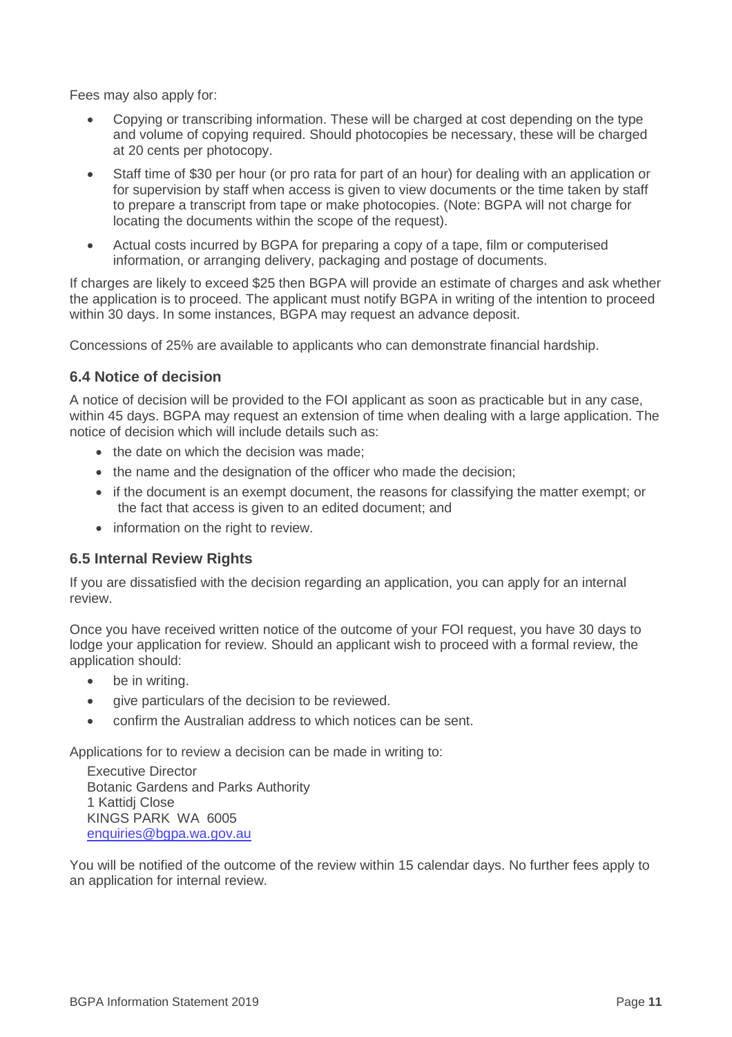Fees may also apply for:

- Copying or transcribing information. These will be charged at cost depending on the type and volume of copying required. Should photocopies be necessary, these will be charged at 20 cents per photocopy.
- Staff time of $30 per hour (or pro rata for part of an hour) for dealing with an application or for supervision by staff when access is given to view documents or the time taken by staff to prepare a transcript from tape or make photocopies. (Note: BGPA will not charge for locating the documents within the scope of the request).
- Actual costs incurred by BGPA for preparing a copy of a tape, film or computerised information, or arranging delivery, packaging and postage of documents.

If charges are likely to exceed $25 then BGPA will provide an estimate of charges and ask whether the application is to proceed. The applicant must notify BGPA in writing of the intention to proceed within 30 days. In some instances, BGPA may request an advance deposit.

Concessions of 25% are available to applicants who can demonstrate financial hardship.

### 6.4 Notice of decision

A notice of decision will be provided to the FOI applicant as soon as practicable but in any case, within 45 days. BGPA may request an extension of time when dealing with a large application. The notice of decision which will include details such as:

- the date on which the decision was made;
- the name and the designation of the officer who made the decision;
- if the document is an exempt document, the reasons for classifying the matter exempt; or the fact that access is given to an edited document; and
- information on the right to review.

### 6.5 Internal Review Rights

If you are dissatisfied with the decision regarding an application, you can apply for an internal review.

Once you have received written notice of the outcome of your FOI request, you have 30 days to lodge your application for review. Should an applicant wish to proceed with a formal review, the application should:

- be in writing.
- give particulars of the decision to be reviewed.
- confirm the Australian address to which notices can be sent.

Applications for to review a decision can be made in writing to:

Executive Director
Botanic Gardens and Parks Authority
1 Kattidj Close
KINGS PARK WA 6005
enquiries@bgpa.wa.gov.au

You will be notified of the outcome of the review within 15 calendar days. No further fees apply to an application for internal review.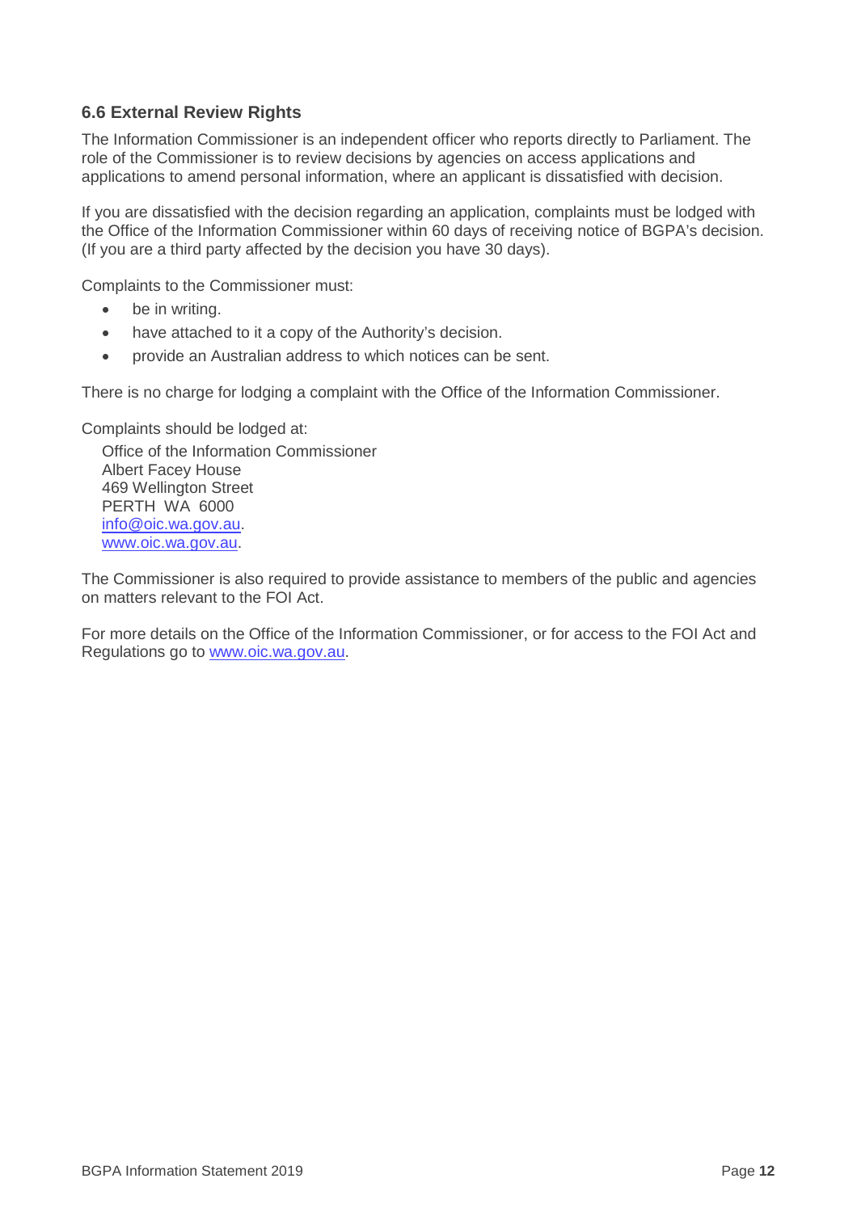### 6.6 External Review Rights

The Information Commissioner is an independent officer who reports directly to Parliament. The role of the Commissioner is to review decisions by agencies on access applications and applications to amend personal information, where an applicant is dissatisfied with decision.

If you are dissatisfied with the decision regarding an application, complaints must be lodged with the Office of the Information Commissioner within 60 days of receiving notice of BGPA's decision. (If you are a third party affected by the decision you have 30 days).

Complaints to the Commissioner must:

- be in writing.
- have attached to it a copy of the Authority's decision.
- provide an Australian address to which notices can be sent.

There is no charge for lodging a complaint with the Office of the Information Commissioner.

Complaints should be lodged at:

Office of the Information Commissioner
Albert Facey House
469 Wellington Street
PERTH WA 6000
info@oic.wa.gov.au.
www.oic.wa.gov.au.

The Commissioner is also required to provide assistance to members of the public and agencies on matters relevant to the FOI Act.

For more details on the Office of the Information Commissioner, or for access to the FOI Act and Regulations go to www.oic.wa.gov.au.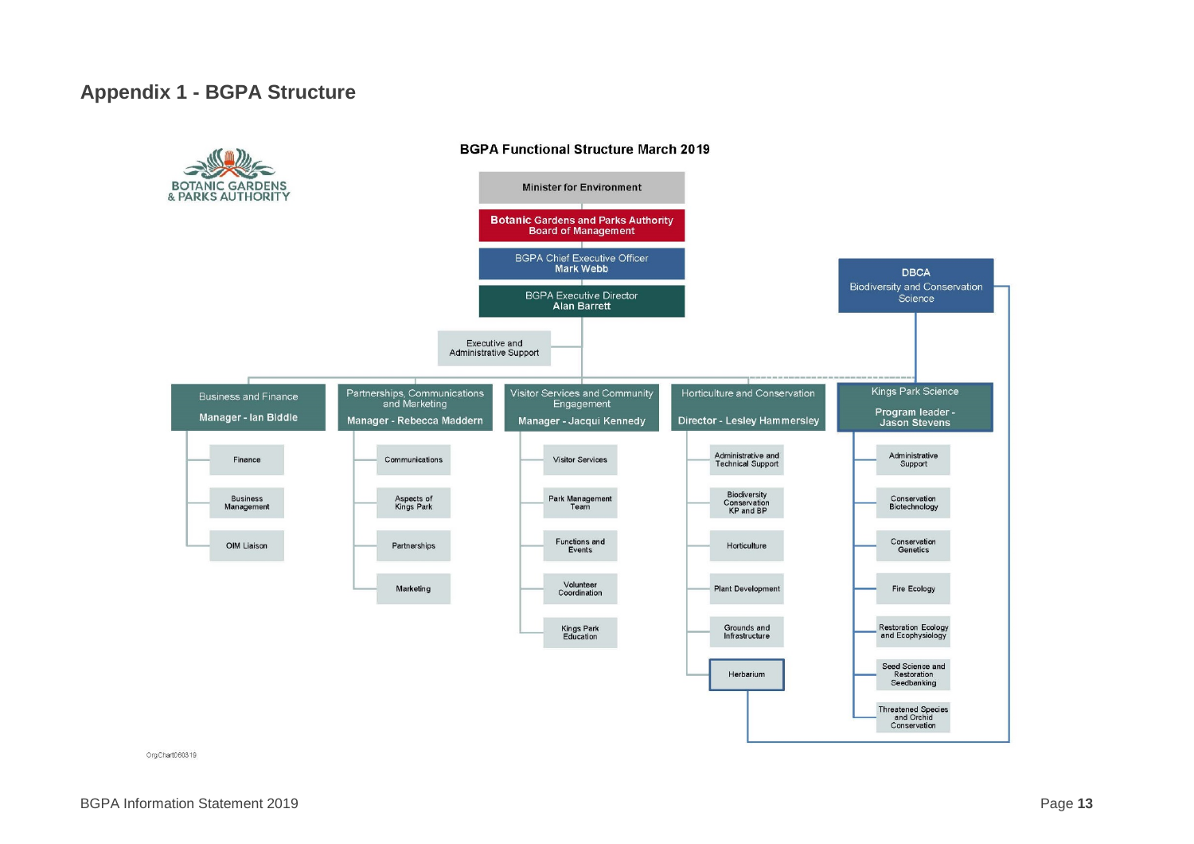## Appendix 1 - BGPA Structure

BOTANIC GARDENS & PARKS AUTHORITY

BGPA Functional Structure March 2019

Minister for Environment

Botanic Gardens and Parks Authority Board of Management

BGPA Chief Executive Officer
Mark Webb

BGPA Executive Director
Alan Barrett

Executive and Administrative Support

DBCA
Biodiversity and Conservation Science

Business and Finance
Manager - Ian Biddle
- Finance
- Business Management
- OIM Liaison

Partnerships, Communications and Marketing
Manager - Rebecca Maddern
- Communications
- Aspects of Kings Park
- Partnerships
- Marketing

Visitor Services and Community Engagement
Manager - Jacqui Kennedy
- Visitor Services
- Park Management Team
- Functions and Events
- Volunteer Coordination
- Kings Park Education

Horticulture and Conservation
Director - Lesley Hammersley
- Administrative and Technical Support
- Biodiversity Conservation KP and BP
- Horticulture
- Plant Development
- Grounds and Infrastructure
- Herbarium

Kings Park Science
Program leader - Jason Stevens
- Administrative Support
- Conservation Biotechnology
- Conservation Genetics
- Fire Ecology
- Restoration Ecology and Ecophysiology
- Seed Science and Restoration Seedbanking
- Threatened Species and Orchid Conservation

OrgChart060319